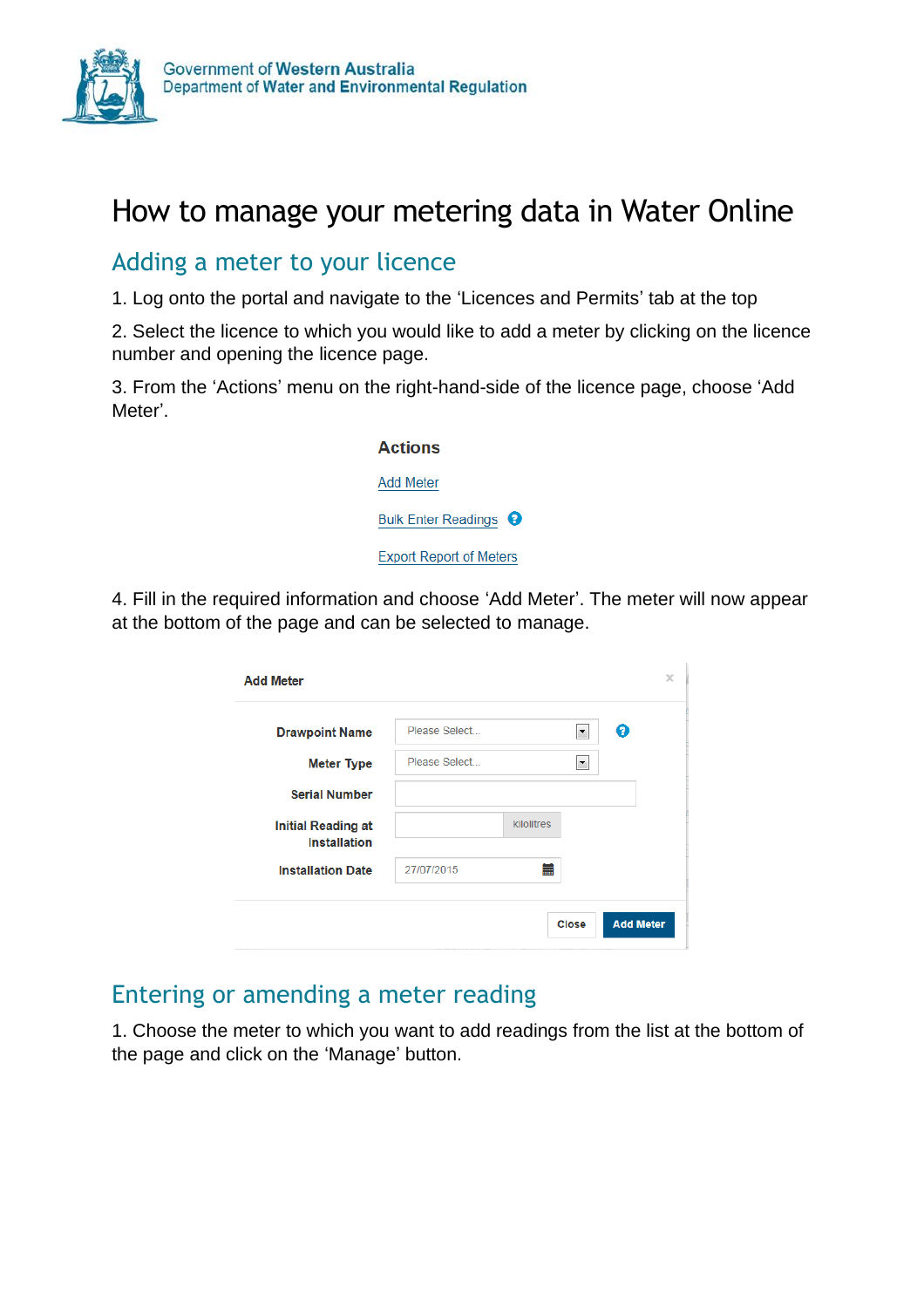Government of Western Australia
Department of Water and Environmental Regulation

# How to manage your metering data in Water Online

## Adding a meter to your licence

1. Log onto the portal and navigate to the 'Licences and Permits' tab at the top

2. Select the licence to which you would like to add a meter by clicking on the licence number and opening the licence page.

3. From the 'Actions' menu on the right-hand-side of the licence page, choose 'Add Meter'.

**Actions**

Add Meter

Bulk Enter Readings

Export Report of Meters

4. Fill in the required information and choose 'Add Meter'. The meter will now appear at the bottom of the page and can be selected to manage.

**Add Meter**

| | |
|---|---|
| **Drawpoint Name** | Please Select... |
| **Meter Type** | Please Select... |
| **Serial Number** | |
| **Initial Reading at Installation** | Kilolitres |
| **Installation Date** | 27/07/2015 |

Close | Add Meter

## Entering or amending a meter reading

1. Choose the meter to which you want to add readings from the list at the bottom of the page and click on the 'Manage' button.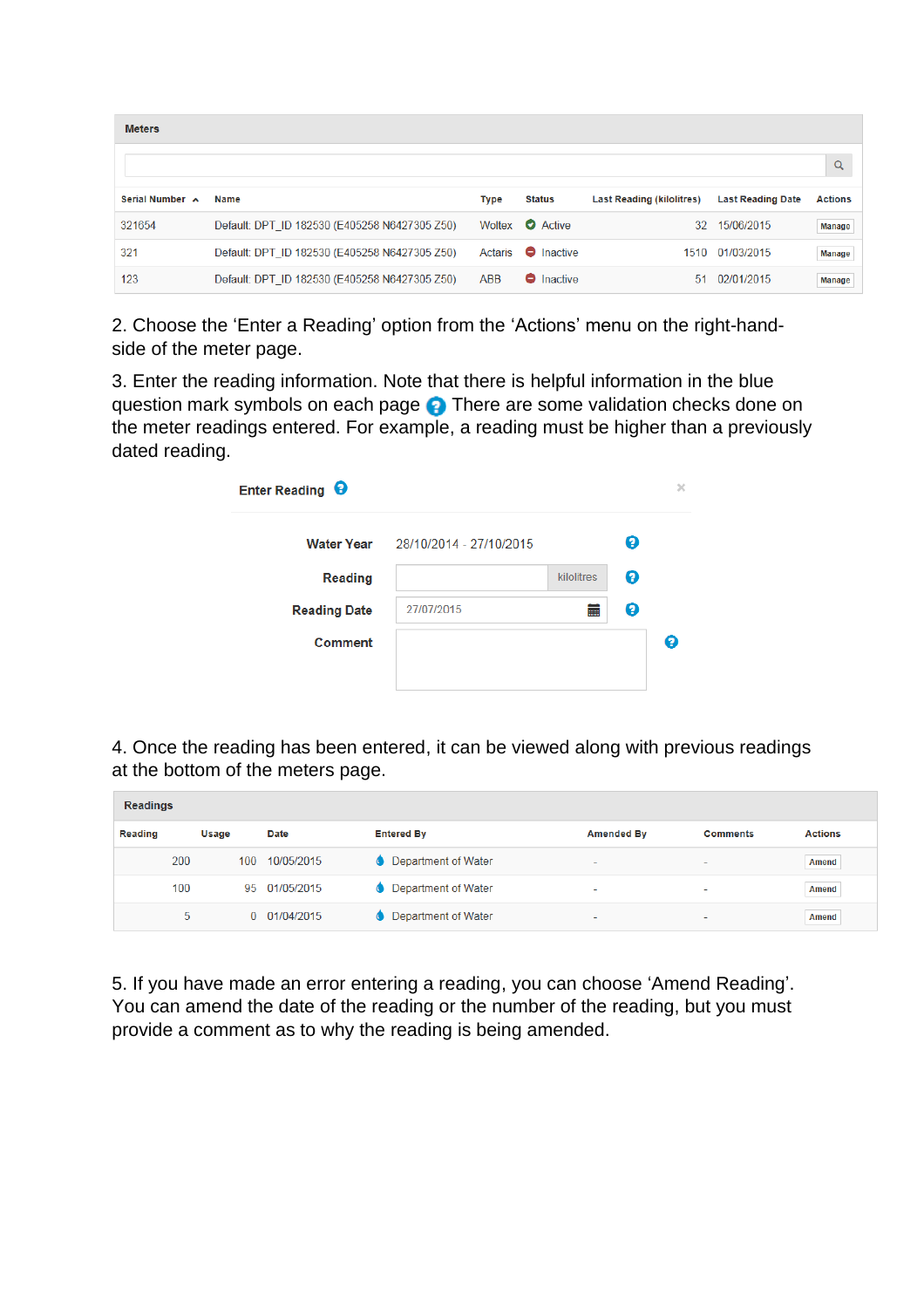**Meters**

| Serial Number ▲ | Name | Type | Status | Last Reading (kilolitres) | Last Reading Date | Actions |
|---|---|---|---|---|---|---|
| 321654 | Default: DPT_ID 182530 (E405258 N6427305 Z50) | Woltex | Active | 32 | 15/06/2015 | Manage |
| 321 | Default: DPT_ID 182530 (E405258 N6427305 Z50) | Actaris | Inactive | 1510 | 01/03/2015 | Manage |
| 123 | Default: DPT_ID 182530 (E405258 N6427305 Z50) | ABB | Inactive | 51 | 02/01/2015 | Manage |

2. Choose the 'Enter a Reading' option from the 'Actions' menu on the right-hand-side of the meter page.

3. Enter the reading information. Note that there is helpful information in the blue question mark symbols on each page. There are some validation checks done on the meter readings entered. For example, a reading must be higher than a previously dated reading.

**Enter Reading**

| | |
|---|---|
| **Water Year** | 28/10/2014 - 27/10/2015 |
| **Reading** | kilolitres |
| **Reading Date** | 27/07/2015 |
| **Comment** | |

4. Once the reading has been entered, it can be viewed along with previous readings at the bottom of the meters page.

**Readings**

| Reading | Usage | Date | Entered By | Amended By | Comments | Actions |
|---|---|---|---|---|---|---|
| 200 | 100 | 10/05/2015 | Department of Water | - | - | Amend |
| 100 | 95 | 01/05/2015 | Department of Water | - | - | Amend |
| 5 | 0 | 01/04/2015 | Department of Water | - | - | Amend |

5. If you have made an error entering a reading, you can choose 'Amend Reading'. You can amend the date of the reading or the number of the reading, but you must provide a comment as to why the reading is being amended.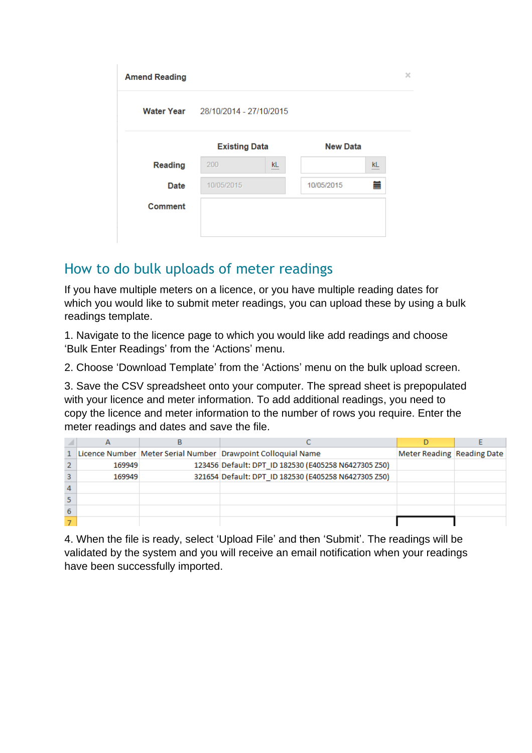Amend Reading

| | Existing Data | | New Data | |
|---|---|---|---|---|
| **Water Year** | 28/10/2014 - 27/10/2015 | | | |
| **Reading** | 200 | kL | | kL |
| **Date** | 10/05/2015 | | 10/05/2015 | |
| **Comment** | | | | |

## How to do bulk uploads of meter readings

If you have multiple meters on a licence, or you have multiple reading dates for which you would like to submit meter readings, you can upload these by using a bulk readings template.

1. Navigate to the licence page to which you would like add readings and choose 'Bulk Enter Readings' from the 'Actions' menu.

2. Choose 'Download Template' from the 'Actions' menu on the bulk upload screen.

3. Save the CSV spreadsheet onto your computer. The spread sheet is prepopulated with your licence and meter information. To add additional readings, you need to copy the licence and meter information to the number of rows you require. Enter the meter readings and dates and save the file.

| | A | B | C | D | E |
|---|---|---|---|---|---|
| 1 | Licence Number | Meter Serial Number | Drawpoint Colloquial Name | Meter Reading | Reading Date |
| 2 | 169949 | 123456 | Default: DPT_ID 182530 (E405258 N6427305 Z50) | | |
| 3 | 169949 | 321654 | Default: DPT_ID 182530 (E405258 N6427305 Z50) | | |
| 4 | | | | | |
| 5 | | | | | |
| 6 | | | | | |
| 7 | | | | | |

4. When the file is ready, select 'Upload File' and then 'Submit'. The readings will be validated by the system and you will receive an email notification when your readings have been successfully imported.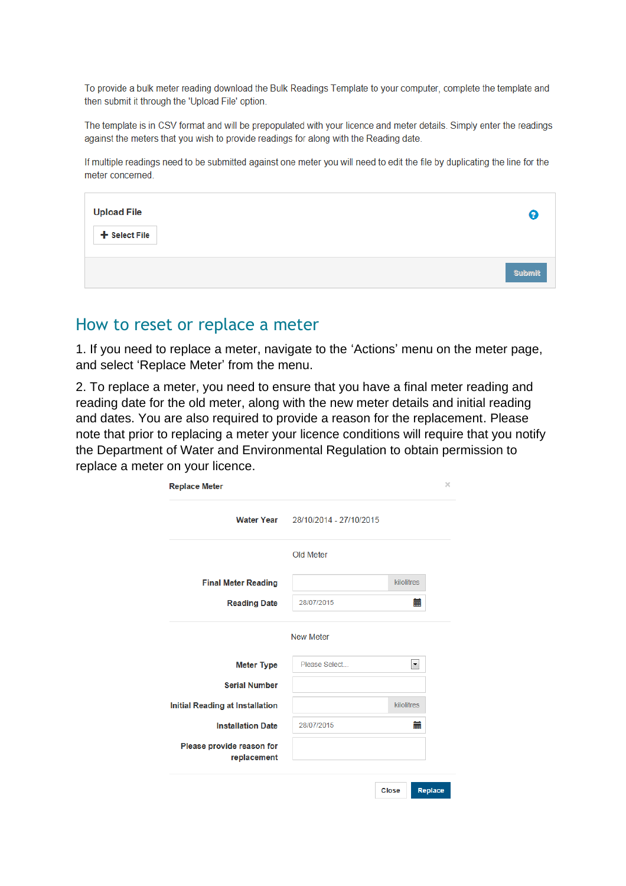To provide a bulk meter reading download the Bulk Readings Template to your computer, complete the template and then submit it through the 'Upload File' option.

The template is in CSV format and will be prepopulated with your licence and meter details. Simply enter the readings against the meters that you wish to provide readings for along with the Reading date.

If multiple readings need to be submitted against one meter you will need to edit the file by duplicating the line for the meter concerned.

**Upload File**

+ Select File

Submit

## How to reset or replace a meter

1. If you need to replace a meter, navigate to the 'Actions' menu on the meter page, and select 'Replace Meter' from the menu.

2. To replace a meter, you need to ensure that you have a final meter reading and reading date for the old meter, along with the new meter details and initial reading and dates. You are also required to provide a reason for the replacement. Please note that prior to replacing a meter your licence conditions will require that you notify the Department of Water and Environmental Regulation to obtain permission to replace a meter on your licence.

**Replace Meter**

| | |
|---|---|
| **Water Year** | 28/10/2014 - 27/10/2015 |
| | Old Meter |
| **Final Meter Reading** | kilolitres |
| **Reading Date** | 28/07/2015 |
| | New Meter |
| **Meter Type** | Please Select... |
| **Serial Number** | |
| **Initial Reading at Installation** | kilolitres |
| **Installation Date** | 28/07/2015 |
| **Please provide reason for replacement** | |

Close | Replace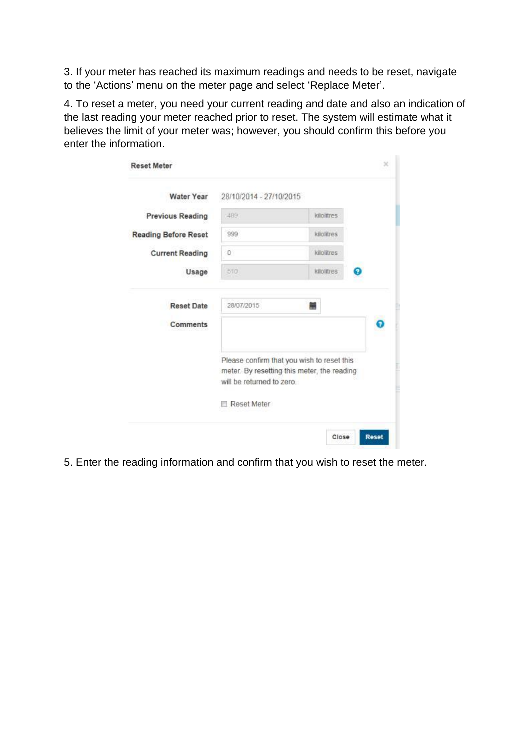3. If your meter has reached its maximum readings and needs to be reset, navigate to the 'Actions' menu on the meter page and select 'Replace Meter'.

4. To reset a meter, you need your current reading and date and also an indication of the last reading your meter reached prior to reset. The system will estimate what it believes the limit of your meter was; however, you should confirm this before you enter the information.

Reset Meter

Water Year 28/10/2014 - 27/10/2015

Previous Reading 489 kilolitres

Reading Before Reset 999 kilolitres

Current Reading 0 kilolitres

Usage 510 kilolitres

Reset Date 28/07/2015

Comments

Please confirm that you wish to reset this meter. By resetting this meter, the reading will be returned to zero.

Reset Meter

Close Reset

5. Enter the reading information and confirm that you wish to reset the meter.